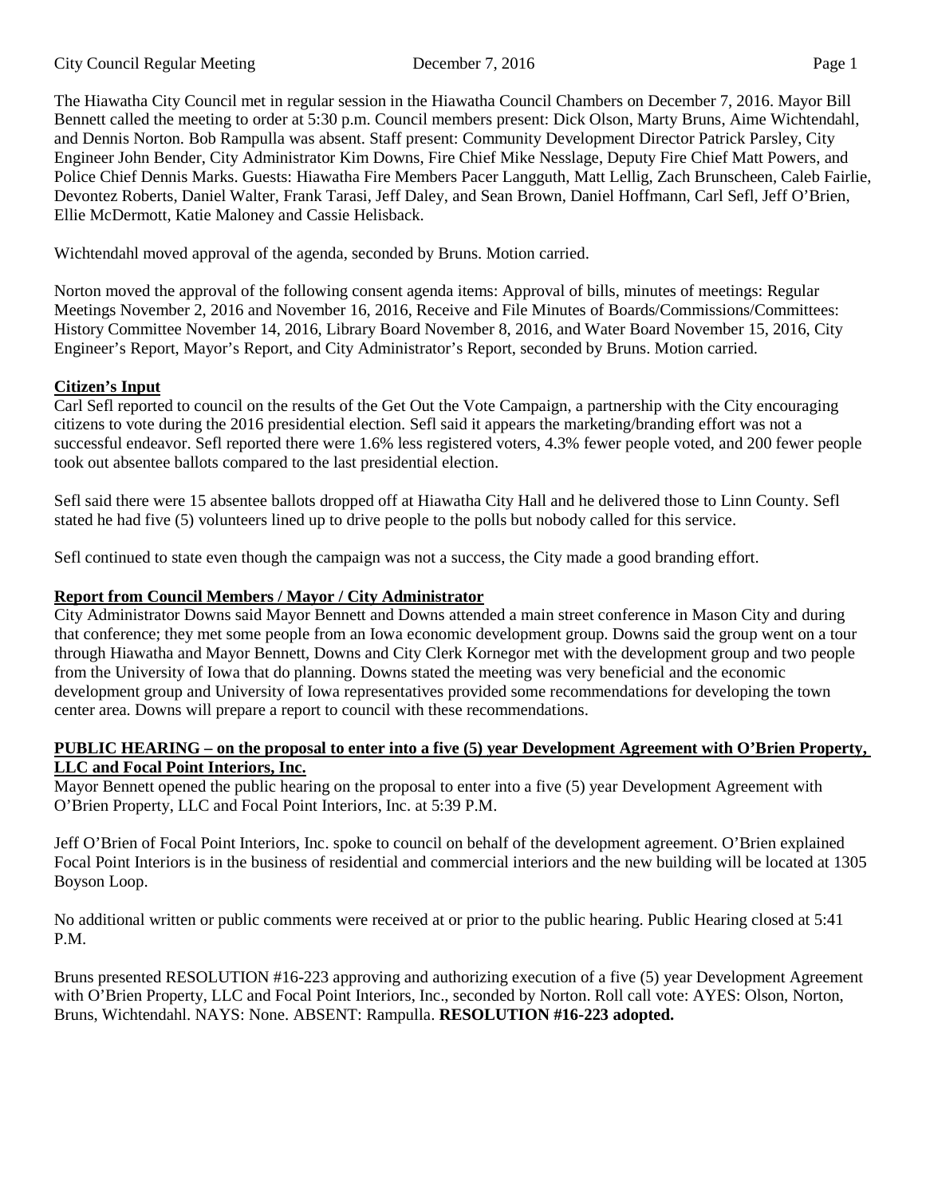The Hiawatha City Council met in regular session in the Hiawatha Council Chambers on December 7, 2016. Mayor Bill Bennett called the meeting to order at 5:30 p.m. Council members present: Dick Olson, Marty Bruns, Aime Wichtendahl, and Dennis Norton. Bob Rampulla was absent. Staff present: Community Development Director Patrick Parsley, City Engineer John Bender, City Administrator Kim Downs, Fire Chief Mike Nesslage, Deputy Fire Chief Matt Powers, and Police Chief Dennis Marks. Guests: Hiawatha Fire Members Pacer Langguth, Matt Lellig, Zach Brunscheen, Caleb Fairlie, Devontez Roberts, Daniel Walter, Frank Tarasi, Jeff Daley, and Sean Brown, Daniel Hoffmann, Carl Sefl, Jeff O'Brien, Ellie McDermott, Katie Maloney and Cassie Helisback.

Wichtendahl moved approval of the agenda, seconded by Bruns. Motion carried.

Norton moved the approval of the following consent agenda items: Approval of bills, minutes of meetings: Regular Meetings November 2, 2016 and November 16, 2016, Receive and File Minutes of Boards/Commissions/Committees: History Committee November 14, 2016, Library Board November 8, 2016, and Water Board November 15, 2016, City Engineer's Report, Mayor's Report, and City Administrator's Report, seconded by Bruns. Motion carried.

**Citizen's Input**

Carl Sefl reported to council on the results of the Get Out the Vote Campaign, a partnership with the City encouraging citizens to vote during the 2016 presidential election. Sefl said it appears the marketing/branding effort was not a successful endeavor. Sefl reported there were 1.6% less registered voters, 4.3% fewer people voted, and 200 fewer people took out absentee ballots compared to the last presidential election.

Sefl said there were 15 absentee ballots dropped off at Hiawatha City Hall and he delivered those to Linn County. Sefl stated he had five (5) volunteers lined up to drive people to the polls but nobody called for this service.

Sefl continued to state even though the campaign was not a success, the City made a good branding effort.

**Report from Council Members / Mayor / City Administrator**

City Administrator Downs said Mayor Bennett and Downs attended a main street conference in Mason City and during that conference; they met some people from an Iowa economic development group. Downs said the group went on a tour through Hiawatha and Mayor Bennett, Downs and City Clerk Kornegor met with the development group and two people from the University of Iowa that do planning. Downs stated the meeting was very beneficial and the economic development group and University of Iowa representatives provided some recommendations for developing the town center area. Downs will prepare a report to council with these recommendations.

**PUBLIC HEARING – on the proposal to enter into a five (5) year Development Agreement with O'Brien Property, LLC and Focal Point Interiors, Inc.**

Mayor Bennett opened the public hearing on the proposal to enter into a five (5) year Development Agreement with O'Brien Property, LLC and Focal Point Interiors, Inc. at 5:39 P.M.

Jeff O'Brien of Focal Point Interiors, Inc. spoke to council on behalf of the development agreement. O'Brien explained Focal Point Interiors is in the business of residential and commercial interiors and the new building will be located at 1305 Boyson Loop.

No additional written or public comments were received at or prior to the public hearing. Public Hearing closed at 5:41 P.M.

Bruns presented RESOLUTION #16-223 approving and authorizing execution of a five (5) year Development Agreement with O'Brien Property, LLC and Focal Point Interiors, Inc., seconded by Norton. Roll call vote: AYES: Olson, Norton, Bruns, Wichtendahl. NAYS: None. ABSENT: Rampulla. **RESOLUTION #16-223 adopted.**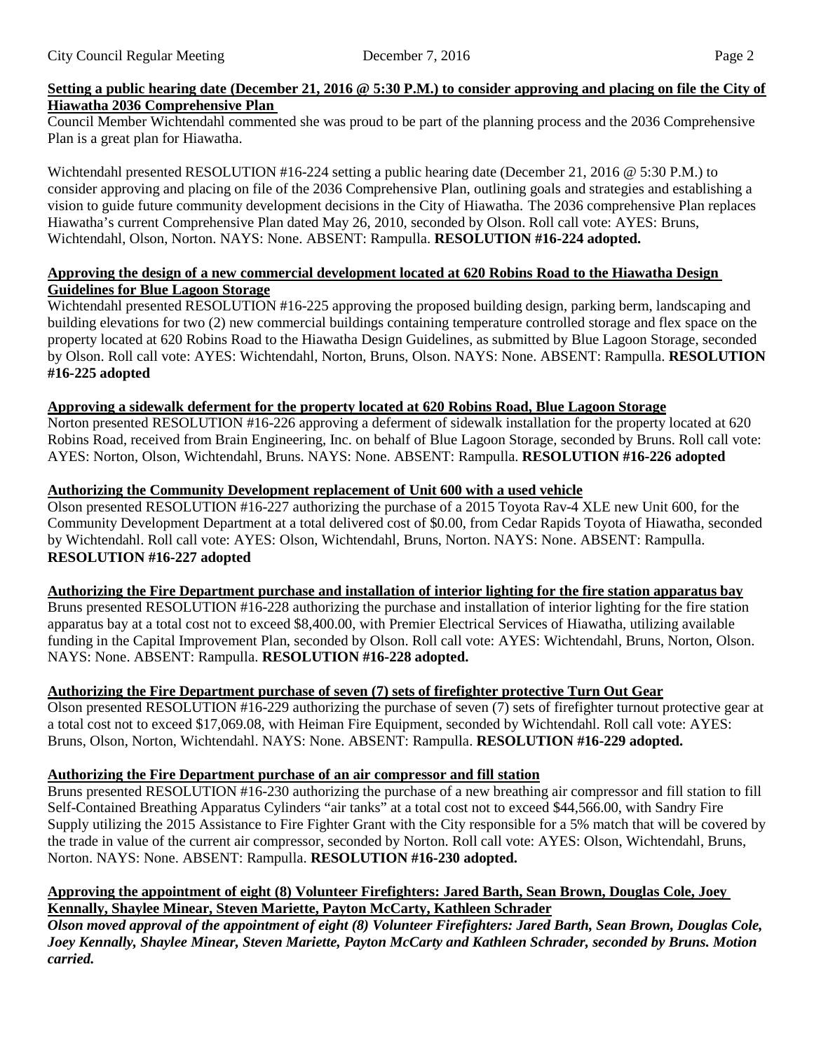**Setting a public hearing date (December 21, 2016 @ 5:30 P.M.) to consider approving and placing on file the City of Hiawatha 2036 Comprehensive Plan**

Council Member Wichtendahl commented she was proud to be part of the planning process and the 2036 Comprehensive Plan is a great plan for Hiawatha.

Wichtendahl presented RESOLUTION #16-224 setting a public hearing date (December 21, 2016 @ 5:30 P.M.) to consider approving and placing on file of the 2036 Comprehensive Plan, outlining goals and strategies and establishing a vision to guide future community development decisions in the City of Hiawatha. The 2036 comprehensive Plan replaces Hiawatha's current Comprehensive Plan dated May 26, 2010, seconded by Olson. Roll call vote: AYES: Bruns, Wichtendahl, Olson, Norton. NAYS: None. ABSENT: Rampulla. **RESOLUTION #16-224 adopted.**

**Approving the design of a new commercial development located at 620 Robins Road to the Hiawatha Design Guidelines for Blue Lagoon Storage**

Wichtendahl presented RESOLUTION #16-225 approving the proposed building design, parking berm, landscaping and building elevations for two (2) new commercial buildings containing temperature controlled storage and flex space on the property located at 620 Robins Road to the Hiawatha Design Guidelines, as submitted by Blue Lagoon Storage, seconded by Olson. Roll call vote: AYES: Wichtendahl, Norton, Bruns, Olson. NAYS: None. ABSENT: Rampulla. **RESOLUTION #16-225 adopted**

**Approving a sidewalk deferment for the property located at 620 Robins Road, Blue Lagoon Storage**

Norton presented RESOLUTION #16-226 approving a deferment of sidewalk installation for the property located at 620 Robins Road, received from Brain Engineering, Inc. on behalf of Blue Lagoon Storage, seconded by Bruns. Roll call vote: AYES: Norton, Olson, Wichtendahl, Bruns. NAYS: None. ABSENT: Rampulla. **RESOLUTION #16-226 adopted**

**Authorizing the Community Development replacement of Unit 600 with a used vehicle**

Olson presented RESOLUTION #16-227 authorizing the purchase of a 2015 Toyota Rav-4 XLE new Unit 600, for the Community Development Department at a total delivered cost of $0.00, from Cedar Rapids Toyota of Hiawatha, seconded by Wichtendahl. Roll call vote: AYES: Olson, Wichtendahl, Bruns, Norton. NAYS: None. ABSENT: Rampulla. **RESOLUTION #16-227 adopted**

**Authorizing the Fire Department purchase and installation of interior lighting for the fire station apparatus bay**

Bruns presented RESOLUTION #16-228 authorizing the purchase and installation of interior lighting for the fire station apparatus bay at a total cost not to exceed $8,400.00, with Premier Electrical Services of Hiawatha, utilizing available funding in the Capital Improvement Plan, seconded by Olson. Roll call vote: AYES: Wichtendahl, Bruns, Norton, Olson. NAYS: None. ABSENT: Rampulla. **RESOLUTION #16-228 adopted.**

**Authorizing the Fire Department purchase of seven (7) sets of firefighter protective Turn Out Gear**

Olson presented RESOLUTION #16-229 authorizing the purchase of seven (7) sets of firefighter turnout protective gear at a total cost not to exceed $17,069.08, with Heiman Fire Equipment, seconded by Wichtendahl. Roll call vote: AYES: Bruns, Olson, Norton, Wichtendahl. NAYS: None. ABSENT: Rampulla. **RESOLUTION #16-229 adopted.**

**Authorizing the Fire Department purchase of an air compressor and fill station**

Bruns presented RESOLUTION #16-230 authorizing the purchase of a new breathing air compressor and fill station to fill Self-Contained Breathing Apparatus Cylinders "air tanks" at a total cost not to exceed $44,566.00, with Sandry Fire Supply utilizing the 2015 Assistance to Fire Fighter Grant with the City responsible for a 5% match that will be covered by the trade in value of the current air compressor, seconded by Norton. Roll call vote: AYES: Olson, Wichtendahl, Bruns, Norton. NAYS: None. ABSENT: Rampulla. **RESOLUTION #16-230 adopted.**

**Approving the appointment of eight (8) Volunteer Firefighters: Jared Barth, Sean Brown, Douglas Cole, Joey Kennally, Shaylee Minear, Steven Mariette, Payton McCarty, Kathleen Schrader**

***Olson moved approval of the appointment of eight (8) Volunteer Firefighters: Jared Barth, Sean Brown, Douglas Cole, Joey Kennally, Shaylee Minear, Steven Mariette, Payton McCarty and Kathleen Schrader, seconded by Bruns. Motion carried.***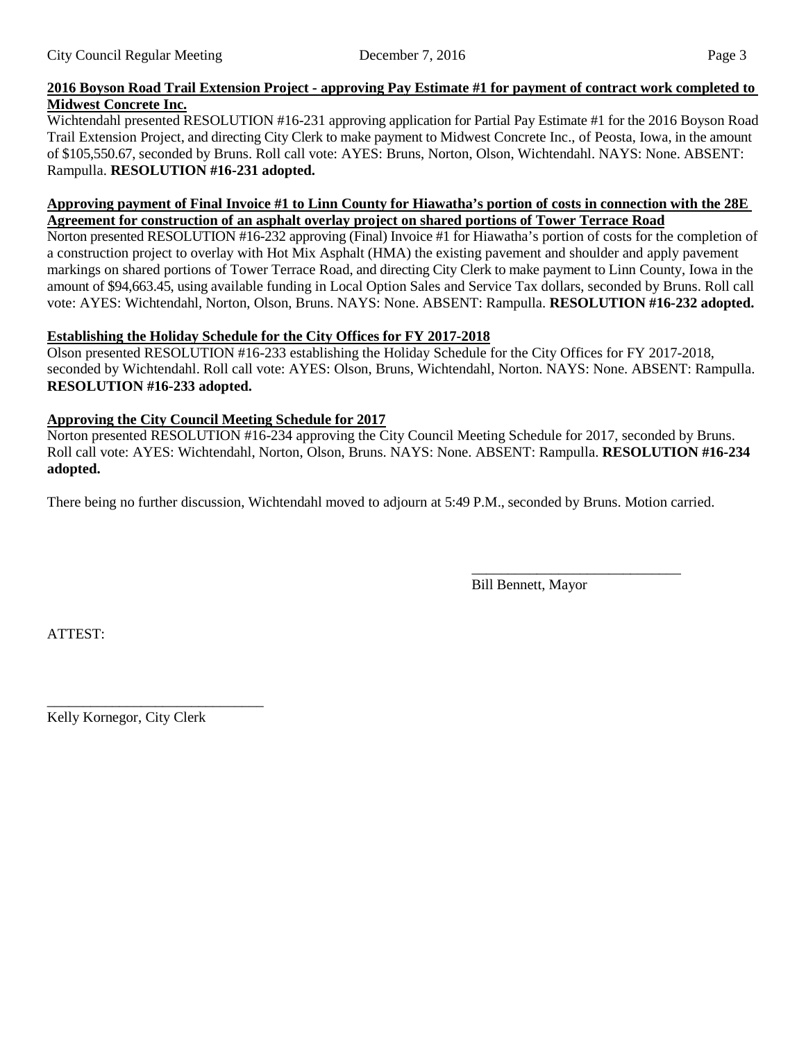**<u>2016 Boyson Road Trail Extension Project - approving Pay Estimate #1 for payment of contract work completed to Midwest Concrete Inc.</u>**

Wichtendahl presented RESOLUTION #16-231 approving application for Partial Pay Estimate #1 for the 2016 Boyson Road Trail Extension Project, and directing City Clerk to make payment to Midwest Concrete Inc., of Peosta, Iowa, in the amount of $105,550.67, seconded by Bruns. Roll call vote: AYES: Bruns, Norton, Olson, Wichtendahl. NAYS: None. ABSENT: Rampulla. **RESOLUTION #16-231 adopted.**

**<u>Approving payment of Final Invoice #1 to Linn County for Hiawatha's portion of costs in connection with the 28E Agreement for construction of an asphalt overlay project on shared portions of Tower Terrace Road</u>**

Norton presented RESOLUTION #16-232 approving (Final) Invoice #1 for Hiawatha's portion of costs for the completion of a construction project to overlay with Hot Mix Asphalt (HMA) the existing pavement and shoulder and apply pavement markings on shared portions of Tower Terrace Road, and directing City Clerk to make payment to Linn County, Iowa in the amount of $94,663.45, using available funding in Local Option Sales and Service Tax dollars, seconded by Bruns. Roll call vote: AYES: Wichtendahl, Norton, Olson, Bruns. NAYS: None. ABSENT: Rampulla. **RESOLUTION #16-232 adopted.**

**<u>Establishing the Holiday Schedule for the City Offices for FY 2017-2018</u>**

Olson presented RESOLUTION #16-233 establishing the Holiday Schedule for the City Offices for FY 2017-2018, seconded by Wichtendahl. Roll call vote: AYES: Olson, Bruns, Wichtendahl, Norton. NAYS: None. ABSENT: Rampulla. **RESOLUTION #16-233 adopted.**

**<u>Approving the City Council Meeting Schedule for 2017</u>**

Norton presented RESOLUTION #16-234 approving the City Council Meeting Schedule for 2017, seconded by Bruns. Roll call vote: AYES: Wichtendahl, Norton, Olson, Bruns. NAYS: None. ABSENT: Rampulla. **RESOLUTION #16-234 adopted.**

There being no further discussion, Wichtendahl moved to adjourn at 5:49 P.M., seconded by Bruns. Motion carried.

\_\_\_\_\_\_\_\_\_\_\_\_\_\_\_\_\_\_\_\_\_\_\_\_\_\_\_\_\_\_
Bill Bennett, Mayor

ATTEST:

\_\_\_\_\_\_\_\_\_\_\_\_\_\_\_\_\_\_\_\_\_\_\_\_\_\_\_\_\_\_
Kelly Kornegor, City Clerk